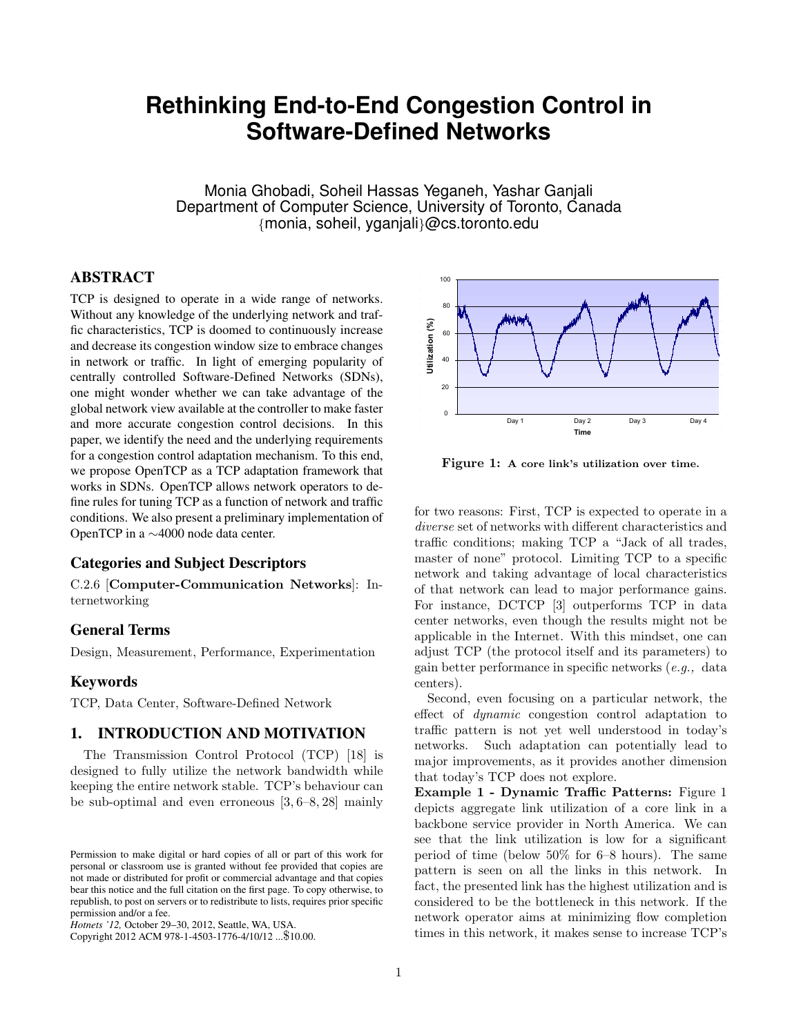# Rethinking End-to-End Congestion Control in Software-Defined Networks

Monia Ghobadi, Soheil Hassas Yeganeh, Yashar Ganjali
Department of Computer Science, University of Toronto, Canada
{monia, soheil, yganjali}@cs.toronto.edu

## ABSTRACT

TCP is designed to operate in a wide range of networks. Without any knowledge of the underlying network and traffic characteristics, TCP is doomed to continuously increase and decrease its congestion window size to embrace changes in network or traffic. In light of emerging popularity of centrally controlled Software-Defined Networks (SDNs), one might wonder whether we can take advantage of the global network view available at the controller to make faster and more accurate congestion control decisions. In this paper, we identify the need and the underlying requirements for a congestion control adaptation mechanism. To this end, we propose OpenTCP as a TCP adaptation framework that works in SDNs. OpenTCP allows network operators to define rules for tuning TCP as a function of network and traffic conditions. We also present a preliminary implementation of OpenTCP in a ∼4000 node data center.

### Categories and Subject Descriptors

C.2.6 [**Computer-Communication Networks**]: Internetworking

### General Terms

Design, Measurement, Performance, Experimentation

### Keywords

TCP, Data Center, Software-Defined Network

## 1. INTRODUCTION AND MOTIVATION

The Transmission Control Protocol (TCP) [18] is designed to fully utilize the network bandwidth while keeping the entire network stable. TCP's behaviour can be sub-optimal and even erroneous [3, 6–8, 28] mainly for two reasons: First, TCP is expected to operate in a *diverse* set of networks with different characteristics and traffic conditions; making TCP a "Jack of all trades, master of none" protocol. Limiting TCP to a specific network and taking advantage of local characteristics of that network can lead to major performance gains. For instance, DCTCP [3] outperforms TCP in data center networks, even though the results might not be applicable in the Internet. With this mindset, one can adjust TCP (the protocol itself and its parameters) to gain better performance in specific networks (*e.g.,* data centers).

Second, even focusing on a particular network, the effect of *dynamic* congestion control adaptation to traffic pattern is not yet well understood in today's networks. Such adaptation can potentially lead to major improvements, as it provides another dimension that today's TCP does not explore.

**Figure 1: A core link's utilization over time.**

**Example 1 - Dynamic Traffic Patterns:** Figure 1 depicts aggregate link utilization of a core link in a backbone service provider in North America. We can see that the link utilization is low for a significant period of time (below 50% for 6–8 hours). The same pattern is seen on all the links in this network. In fact, the presented link has the highest utilization and is considered to be the bottleneck in this network. If the network operator aims at minimizing flow completion times in this network, it makes sense to increase TCP's

Permission to make digital or hard copies of all or part of this work for personal or classroom use is granted without fee provided that copies are not made or distributed for profit or commercial advantage and that copies bear this notice and the full citation on the first page. To copy otherwise, to republish, to post on servers or to redistribute to lists, requires prior specific permission and/or a fee.
*Hotnets '12,* October 29–30, 2012, Seattle, WA, USA.
Copyright 2012 ACM 978-1-4503-1776-4/10/12 ...$10.00.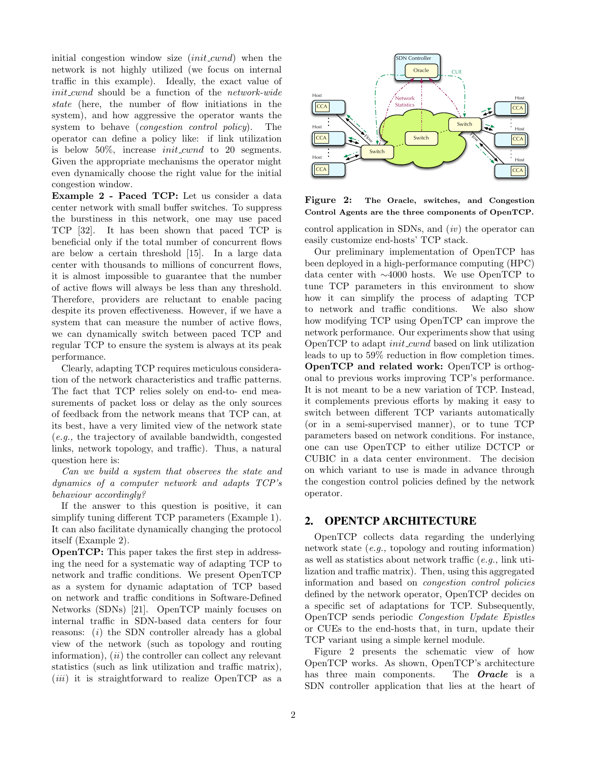initial congestion window size (*init_cwnd*) when the network is not highly utilized (we focus on internal traffic in this example). Ideally, the exact value of *init_cwnd* should be a function of the *network-wide state* (here, the number of flow initiations in the system), and how aggressive the operator wants the system to behave (*congestion control policy*). The operator can define a policy like: if link utilization is below 50%, increase *init_cwnd* to 20 segments. Given the appropriate mechanisms the operator might even dynamically choose the right value for the initial congestion window.

**Example 2 - Paced TCP:** Let us consider a data center network with small buffer switches. To suppress the burstiness in this network, one may use paced TCP [32]. It has been shown that paced TCP is beneficial only if the total number of concurrent flows are below a certain threshold [15]. In a large data center with thousands to millions of concurrent flows, it is almost impossible to guarantee that the number of active flows will always be less than any threshold. Therefore, providers are reluctant to enable pacing despite its proven effectiveness. However, if we have a system that can measure the number of active flows, we can dynamically switch between paced TCP and regular TCP to ensure the system is always at its peak performance.

Clearly, adapting TCP requires meticulous consideration of the network characteristics and traffic patterns. The fact that TCP relies solely on end-to- end measurements of packet loss or delay as the only sources of feedback from the network means that TCP can, at its best, have a very limited view of the network state (*e.g.,* the trajectory of available bandwidth, congested links, network topology, and traffic). Thus, a natural question here is:

*Can we build a system that observes the state and dynamics of a computer network and adapts TCP's behaviour accordingly?*

If the answer to this question is positive, it can simplify tuning different TCP parameters (Example 1). It can also facilitate dynamically changing the protocol itself (Example 2).

**OpenTCP:** This paper takes the first step in addressing the need for a systematic way of adapting TCP to network and traffic conditions. We present OpenTCP as a system for dynamic adaptation of TCP based on network and traffic conditions in Software-Defined Networks (SDNs) [21]. OpenTCP mainly focuses on internal traffic in SDN-based data centers for four reasons: (*i*) the SDN controller already has a global view of the network (such as topology and routing information), (*ii*) the controller can collect any relevant statistics (such as link utilization and traffic matrix), (*iii*) it is straightforward to realize OpenTCP as a control application in SDNs, and (*iv*) the operator can easily customize end-hosts' TCP stack.

SDN Controller
Oracle
CUE
Network Statistics
Host
CCA
Switch
Flow

**Figure 2: The Oracle, switches, and Congestion Control Agents are the three components of OpenTCP.**

Our preliminary implementation of OpenTCP has been deployed in a high-performance computing (HPC) data center with ~4000 hosts. We use OpenTCP to tune TCP parameters in this environment to show how it can simplify the process of adapting TCP to network and traffic conditions. We also show how modifying TCP using OpenTCP can improve the network performance. Our experiments show that using OpenTCP to adapt *init_cwnd* based on link utilization leads to up to 59% reduction in flow completion times.

**OpenTCP and related work:** OpenTCP is orthogonal to previous works improving TCP's performance. It is not meant to be a new variation of TCP. Instead, it complements previous efforts by making it easy to switch between different TCP variants automatically (or in a semi-supervised manner), or to tune TCP parameters based on network conditions. For instance, one can use OpenTCP to either utilize DCTCP or CUBIC in a data center environment. The decision on which variant to use is made in advance through the congestion control policies defined by the network operator.

## 2. OPENTCP ARCHITECTURE

OpenTCP collects data regarding the underlying network state (*e.g.,* topology and routing information) as well as statistics about network traffic (*e.g.,* link utilization and traffic matrix). Then, using this aggregated information and based on *congestion control policies* defined by the network operator, OpenTCP decides on a specific set of adaptations for TCP. Subsequently, OpenTCP sends periodic *Congestion Update Epistles* or CUEs to the end-hosts that, in turn, update their TCP variant using a simple kernel module.

Figure 2 presents the schematic view of how OpenTCP works. As shown, OpenTCP's architecture has three main components. The ***Oracle*** is a SDN controller application that lies at the heart of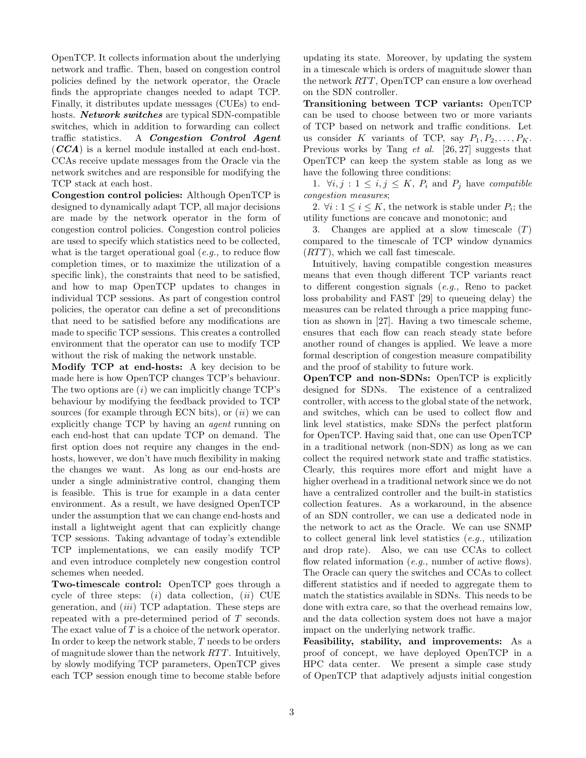OpenTCP. It collects information about the underlying network and traffic. Then, based on congestion control policies defined by the network operator, the Oracle finds the appropriate changes needed to adapt TCP. Finally, it distributes update messages (CUEs) to end-hosts. ***Network switches*** are typical SDN-compatible switches, which in addition to forwarding can collect traffic statistics. A ***Congestion Control Agent*** (***CCA***) is a kernel module installed at each end-host. CCAs receive update messages from the Oracle via the network switches and are responsible for modifying the TCP stack at each host.

**Congestion control policies:** Although OpenTCP is designed to dynamically adapt TCP, all major decisions are made by the network operator in the form of congestion control policies. Congestion control policies are used to specify which statistics need to be collected, what is the target operational goal (*e.g.,* to reduce flow completion times, or to maximize the utilization of a specific link), the constraints that need to be satisfied, and how to map OpenTCP updates to changes in individual TCP sessions. As part of congestion control policies, the operator can define a set of preconditions that need to be satisfied before any modifications are made to specific TCP sessions. This creates a controlled environment that the operator can use to modify TCP without the risk of making the network unstable.

**Modify TCP at end-hosts:** A key decision to be made here is how OpenTCP changes TCP's behaviour. The two options are (*i*) we can implicitly change TCP's behaviour by modifying the feedback provided to TCP sources (for example through ECN bits), or (*ii*) we can explicitly change TCP by having an *agent* running on each end-host that can update TCP on demand. The first option does not require any changes in the end-hosts, however, we don't have much flexibility in making the changes we want. As long as our end-hosts are under a single administrative control, changing them is feasible. This is true for example in a data center environment. As a result, we have designed OpenTCP under the assumption that we can change end-hosts and install a lightweight agent that can explicitly change TCP sessions. Taking advantage of today's extendible TCP implementations, we can easily modify TCP and even introduce completely new congestion control schemes when needed.

**Two-timescale control:** OpenTCP goes through a cycle of three steps: (*i*) data collection, (*ii*) CUE generation, and (*iii*) TCP adaptation. These steps are repeated with a pre-determined period of $T$ seconds. The exact value of $T$ is a choice of the network operator. In order to keep the network stable, $T$ needs to be orders of magnitude slower than the network $RTT$. Intuitively, by slowly modifying TCP parameters, OpenTCP gives each TCP session enough time to become stable before updating its state. Moreover, by updating the system in a timescale which is orders of magnitude slower than the network $RTT$, OpenTCP can ensure a low overhead on the SDN controller.

**Transitioning between TCP variants:** OpenTCP can be used to choose between two or more variants of TCP based on network and traffic conditions. Let us consider $K$ variants of TCP, say $P_1, P_2, \ldots, P_K$. Previous works by Tang *et al.* [26, 27] suggests that OpenTCP can keep the system stable as long as we have the following three conditions:

1. $\forall i, j : 1 \leq i, j \leq K$, $P_i$ and $P_j$ have *compatible congestion measures*;

2. $\forall i : 1 \leq i \leq K$, the network is stable under $P_i$; the utility functions are concave and monotonic; and

3. Changes are applied at a slow timescale ($T$) compared to the timescale of TCP window dynamics ($RTT$), which we call fast timescale.

Intuitively, having compatible congestion measures means that even though different TCP variants react to different congestion signals (*e.g.,* Reno to packet loss probability and FAST [29] to queueing delay) the measures can be related through a price mapping function as shown in [27]. Having a two timescale scheme, ensures that each flow can reach steady state before another round of changes is applied. We leave a more formal description of congestion measure compatibility and the proof of stability to future work.

**OpenTCP and non-SDNs:** OpenTCP is explicitly designed for SDNs. The existence of a centralized controller, with access to the global state of the network, and switches, which can be used to collect flow and link level statistics, make SDNs the perfect platform for OpenTCP. Having said that, one can use OpenTCP in a traditional network (non-SDN) as long as we can collect the required network state and traffic statistics. Clearly, this requires more effort and might have a higher overhead in a traditional network since we do not have a centralized controller and the built-in statistics collection features. As a workaround, in the absence of an SDN controller, we can use a dedicated node in the network to act as the Oracle. We can use SNMP to collect general link level statistics (*e.g.,* utilization and drop rate). Also, we can use CCAs to collect flow related information (*e.g.,* number of active flows). The Oracle can query the switches and CCAs to collect different statistics and if needed to aggregate them to match the statistics available in SDNs. This needs to be done with extra care, so that the overhead remains low, and the data collection system does not have a major impact on the underlying network traffic.

**Feasibility, stability, and improvements:** As a proof of concept, we have deployed OpenTCP in a HPC data center. We present a simple case study of OpenTCP that adaptively adjusts initial congestion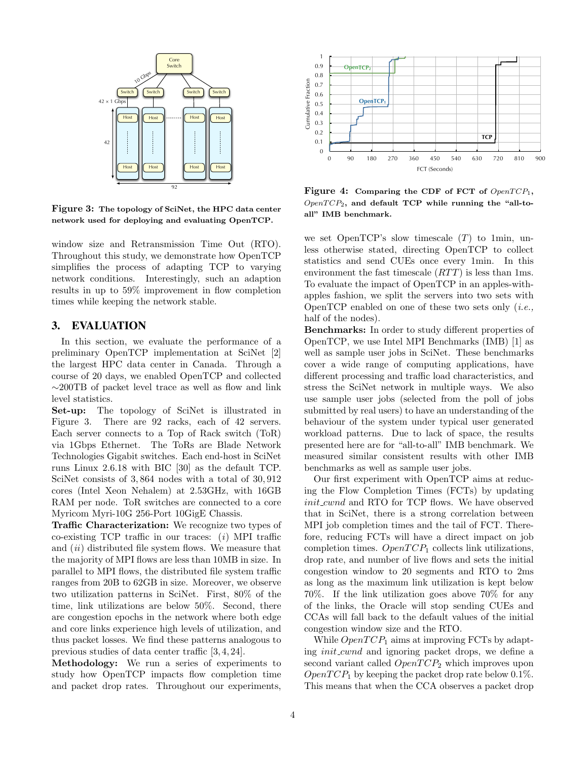Figure 3: The topology of SciNet, the HPC data center network used for deploying and evaluating OpenTCP.

window size and Retransmission Time Out (RTO). Throughout this study, we demonstrate how OpenTCP simplifies the process of adapting TCP to varying network conditions. Interestingly, such an adaption results in up to 59% improvement in flow completion times while keeping the network stable.

## 3. EVALUATION

In this section, we evaluate the performance of a preliminary OpenTCP implementation at SciNet [2] the largest HPC data center in Canada. Through a course of 20 days, we enabled OpenTCP and collected ∼200TB of packet level trace as well as flow and link level statistics.

**Set-up:** The topology of SciNet is illustrated in Figure 3. There are 92 racks, each of 42 servers. Each server connects to a Top of Rack switch (ToR) via 1Gbps Ethernet. The ToRs are Blade Network Technologies Gigabit switches. Each end-host in SciNet runs Linux 2.6.18 with BIC [30] as the default TCP. SciNet consists of 3,864 nodes with a total of 30,912 cores (Intel Xeon Nehalem) at 2.53GHz, with 16GB RAM per node. ToR switches are connected to a core Myricom Myri-10G 256-Port 10GigE Chassis.

**Traffic Characterization:** We recognize two types of co-existing TCP traffic in our traces: (*i*) MPI traffic and (*ii*) distributed file system flows. We measure that the majority of MPI flows are less than 10MB in size. In parallel to MPI flows, the distributed file system traffic ranges from 20B to 62GB in size. Moreover, we observe two utilization patterns in SciNet. First, 80% of the time, link utilizations are below 50%. Second, there are congestion epochs in the network where both edge and core links experience high levels of utilization, and thus packet losses. We find these patterns analogous to previous studies of data center traffic [3, 4, 24].

**Methodology:** We run a series of experiments to study how OpenTCP impacts flow completion time and packet drop rates. Throughout our experiments,

Figure 4: Comparing the CDF of FCT of $OpenTCP_1$, $OpenTCP_2$, and default TCP while running the "all-to-all" IMB benchmark.

we set OpenTCP's slow timescale ($T$) to 1min, unless otherwise stated, directing OpenTCP to collect statistics and send CUEs once every 1min. In this environment the fast timescale ($RTT$) is less than 1ms. To evaluate the impact of OpenTCP in an apples-with-apples fashion, we split the servers into two sets with OpenTCP enabled on one of these two sets only (*i.e.,* half of the nodes).

**Benchmarks:** In order to study different properties of OpenTCP, we use Intel MPI Benchmarks (IMB) [1] as well as sample user jobs in SciNet. These benchmarks cover a wide range of computing applications, have different processing and traffic load characteristics, and stress the SciNet network in multiple ways. We also use sample user jobs (selected from the poll of jobs submitted by real users) to have an understanding of the behaviour of the system under typical user generated workload patterns. Due to lack of space, the results presented here are for "all-to-all" IMB benchmark. We measured similar consistent results with other IMB benchmarks as well as sample user jobs.

Our first experiment with OpenTCP aims at reducing the Flow Completion Times (FCTs) by updating *init_cwnd* and RTO for TCP flows. We have observed that in SciNet, there is a strong correlation between MPI job completion times and the tail of FCT. Therefore, reducing FCTs will have a direct impact on job completion times. $OpenTCP_1$ collects link utilizations, drop rate, and number of live flows and sets the initial congestion window to 20 segments and RTO to 2ms as long as the maximum link utilization is kept below 70%. If the link utilization goes above 70% for any of the links, the Oracle will stop sending CUEs and CCAs will fall back to the default values of the initial congestion window size and the RTO.

While $OpenTCP_1$ aims at improving FCTs by adapting *init_cwnd* and ignoring packet drops, we define a second variant called $OpenTCP_2$ which improves upon $OpenTCP_1$ by keeping the packet drop rate below 0.1%. This means that when the CCA observes a packet drop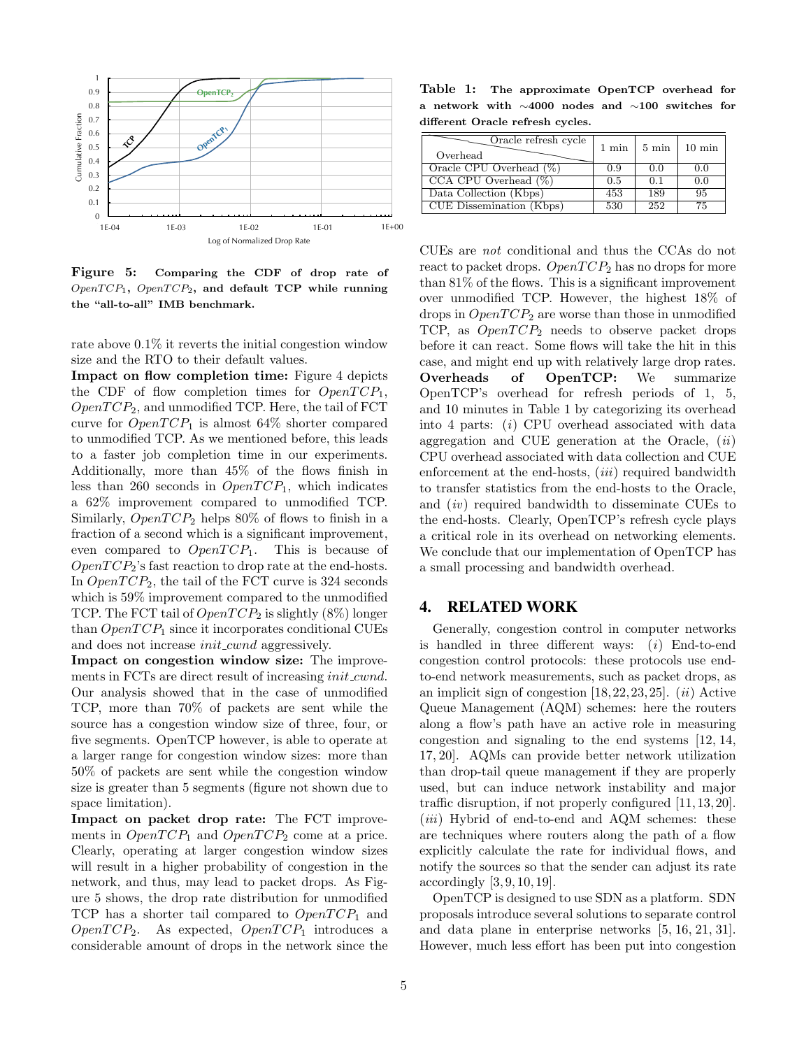**Figure 5: Comparing the CDF of drop rate of $OpenTCP_1$, $OpenTCP_2$, and default TCP while running the "all-to-all" IMB benchmark.**

rate above 0.1% it reverts the initial congestion window size and the RTO to their default values.

**Impact on flow completion time:** Figure 4 depicts the CDF of flow completion times for $OpenTCP_1$, $OpenTCP_2$, and unmodified TCP. Here, the tail of FCT curve for $OpenTCP_1$ is almost 64% shorter compared to unmodified TCP. As we mentioned before, this leads to a faster job completion time in our experiments. Additionally, more than 45% of the flows finish in less than 260 seconds in $OpenTCP_1$, which indicates a 62% improvement compared to unmodified TCP. Similarly, $OpenTCP_2$ helps 80% of flows to finish in a fraction of a second which is a significant improvement, even compared to $OpenTCP_1$. This is because of $OpenTCP_2$'s fast reaction to drop rate at the end-hosts. In $OpenTCP_2$, the tail of the FCT curve is 324 seconds which is 59% improvement compared to the unmodified TCP. The FCT tail of $OpenTCP_2$ is slightly (8%) longer than $OpenTCP_1$ since it incorporates conditional CUEs and does not increase *init_cwnd* aggressively.

**Impact on congestion window size:** The improvements in FCTs are direct result of increasing *init_cwnd*. Our analysis showed that in the case of unmodified TCP, more than 70% of packets are sent while the source has a congestion window size of three, four, or five segments. OpenTCP however, is able to operate at a larger range for congestion window sizes: more than 50% of packets are sent while the congestion window size is greater than 5 segments (figure not shown due to space limitation).

**Impact on packet drop rate:** The FCT improvements in $OpenTCP_1$ and $OpenTCP_2$ come at a price. Clearly, operating at larger congestion window sizes will result in a higher probability of congestion in the network, and thus, may lead to packet drops. As Figure 5 shows, the drop rate distribution for unmodified TCP has a shorter tail compared to $OpenTCP_1$ and $OpenTCP_2$. As expected, $OpenTCP_1$ introduces a considerable amount of drops in the network since the CUEs are *not* conditional and thus the CCAs do not react to packet drops. $OpenTCP_2$ has no drops for more than 81% of the flows. This is a significant improvement over unmodified TCP. However, the highest 18% of drops in $OpenTCP_2$ are worse than those in unmodified TCP, as $OpenTCP_2$ needs to observe packet drops before it can react. Some flows will take the hit in this case, and might end up with relatively large drop rates.

**Table 1: The approximate OpenTCP overhead for a network with ∼4000 nodes and ∼100 switches for different Oracle refresh cycles.**

| Overhead \ Oracle refresh cycle | 1 min | 5 min | 10 min |
|---|---|---|---|
| Oracle CPU Overhead (%) | 0.9 | 0.0 | 0.0 |
| CCA CPU Overhead (%) | 0.5 | 0.1 | 0.0 |
| Data Collection (Kbps) | 453 | 189 | 95 |
| CUE Dissemination (Kbps) | 530 | 252 | 75 |

**Overheads of OpenTCP:** We summarize OpenTCP's overhead for refresh periods of 1, 5, and 10 minutes in Table 1 by categorizing its overhead into 4 parts: (*i*) CPU overhead associated with data aggregation and CUE generation at the Oracle, (*ii*) CPU overhead associated with data collection and CUE enforcement at the end-hosts, (*iii*) required bandwidth to transfer statistics from the end-hosts to the Oracle, and (*iv*) required bandwidth to disseminate CUEs to the end-hosts. Clearly, OpenTCP's refresh cycle plays a critical role in its overhead on networking elements. We conclude that our implementation of OpenTCP has a small processing and bandwidth overhead.

## 4. RELATED WORK

Generally, congestion control in computer networks is handled in three different ways: (*i*) End-to-end congestion control protocols: these protocols use end-to-end network measurements, such as packet drops, as an implicit sign of congestion [18, 22, 23, 25]. (*ii*) Active Queue Management (AQM) schemes: here the routers along a flow's path have an active role in measuring congestion and signaling to the end systems [12, 14, 17, 20]. AQMs can provide better network utilization than drop-tail queue management if they are properly used, but can induce network instability and major traffic disruption, if not properly configured [11, 13, 20]. (*iii*) Hybrid of end-to-end and AQM schemes: these are techniques where routers along the path of a flow explicitly calculate the rate for individual flows, and notify the sources so that the sender can adjust its rate accordingly [3, 9, 10, 19].

OpenTCP is designed to use SDN as a platform. SDN proposals introduce several solutions to separate control and data plane in enterprise networks [5, 16, 21, 31]. However, much less effort has been put into congestion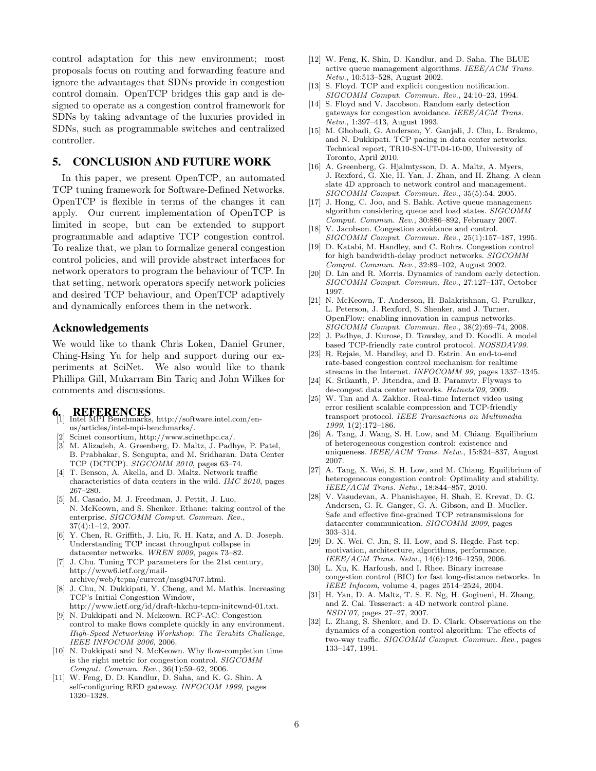control adaptation for this new environment; most proposals focus on routing and forwarding feature and ignore the advantages that SDNs provide in congestion control domain. OpenTCP bridges this gap and is designed to operate as a congestion control framework for SDNs by taking advantage of the luxuries provided in SDNs, such as programmable switches and centralized controller.

## 5. CONCLUSION AND FUTURE WORK

In this paper, we present OpenTCP, an automated TCP tuning framework for Software-Defined Networks. OpenTCP is flexible in terms of the changes it can apply. Our current implementation of OpenTCP is limited in scope, but can be extended to support programmable and adaptive TCP congestion control. To realize that, we plan to formalize general congestion control policies, and will provide abstract interfaces for network operators to program the behaviour of TCP. In that setting, network operators specify network policies and desired TCP behaviour, and OpenTCP adaptively and dynamically enforces them in the network.

### Acknowledgements

We would like to thank Chris Loken, Daniel Gruner, Ching-Hsing Yu for help and support during our experiments at SciNet. We also would like to thank Phillipa Gill, Mukarram Bin Tariq and John Wilkes for comments and discussions.

## 6. REFERENCES

[1] Intel MPI Benchmarks, http://software.intel.com/en-us/articles/intel-mpi-benchmarks/.

[2] Scinet consortium, http://www.scinethpc.ca/.

[3] M. Alizadeh, A. Greenberg, D. Maltz, J. Padhye, P. Patel, B. Prabhakar, S. Sengupta, and M. Sridharan. Data Center TCP (DCTCP). *SIGCOMM 2010*, pages 63–74.

[4] T. Benson, A. Akella, and D. Maltz. Network traffic characteristics of data centers in the wild. *IMC 2010*, pages 267–280.

[5] M. Casado, M. J. Freedman, J. Pettit, J. Luo, N. McKeown, and S. Shenker. Ethane: taking control of the enterprise. *SIGCOMM Comput. Commun. Rev.*, 37(4):1–12, 2007.

[6] Y. Chen, R. Griffith, J. Liu, R. H. Katz, and A. D. Joseph. Understanding TCP incast throughput collapse in datacenter networks. *WREN 2009*, pages 73–82.

[7] J. Chu. Tuning TCP parameters for the 21st century, http://www6.ietf.org/mail-archive/web/tcpm/current/msg04707.html.

[8] J. Chu, N. Dukkipati, Y. Cheng, and M. Mathis. Increasing TCP's Initial Congestion Window, http://www.ietf.org/id/draft-hkchu-tcpm-initcwnd-01.txt.

[9] N. Dukkipati and N. Mckeown. RCP-AC: Congestion control to make flows complete quickly in any environment. *High-Speed Networking Workshop: The Terabits Challenge, IEEE INFOCOM 2006*, 2006.

[10] N. Dukkipati and N. McKeown. Why flow-completion time is the right metric for congestion control. *SIGCOMM Comput. Commun. Rev.*, 36(1):59–62, 2006.

[11] W. Feng, D. D. Kandlur, D. Saha, and K. G. Shin. A self-configuring RED gateway. *INFOCOM 1999*, pages 1320–1328.

[12] W. Feng, K. Shin, D. Kandlur, and D. Saha. The BLUE active queue management algorithms. *IEEE/ACM Trans. Netw.*, 10:513–528, August 2002.

[13] S. Floyd. TCP and explicit congestion notification. *SIGCOMM Comput. Commun. Rev.*, 24:10–23, 1994.

[14] S. Floyd and V. Jacobson. Random early detection gateways for congestion avoidance. *IEEE/ACM Trans. Netw.*, 1:397–413, August 1993.

[15] M. Ghobadi, G. Anderson, Y. Ganjali, J. Chu, L. Brakmo, and N. Dukkipati. TCP pacing in data center networks. Technical report, TR10-SN-UT-04-10-00, University of Toronto, April 2010.

[16] A. Greenberg, G. Hjalmtysson, D. A. Maltz, A. Myers, J. Rexford, G. Xie, H. Yan, J. Zhan, and H. Zhang. A clean slate 4D approach to network control and management. *SIGCOMM Comput. Commun. Rev.*, 35(5):54, 2005.

[17] J. Hong, C. Joo, and S. Bahk. Active queue management algorithm considering queue and load states. *SIGCOMM Comput. Commun. Rev.*, 30:886–892, February 2007.

[18] V. Jacobson. Congestion avoidance and control. *SIGCOMM Comput. Commun. Rev.*, 25(1):157–187, 1995.

[19] D. Katabi, M. Handley, and C. Rohrs. Congestion control for high bandwidth-delay product networks. *SIGCOMM Comput. Commun. Rev.*, 32:89–102, August 2002.

[20] D. Lin and R. Morris. Dynamics of random early detection. *SIGCOMM Comput. Commun. Rev.*, 27:127–137, October 1997.

[21] N. McKeown, T. Anderson, H. Balakrishnan, G. Parulkar, L. Peterson, J. Rexford, S. Shenker, and J. Turner. OpenFlow: enabling innovation in campus networks. *SIGCOMM Comput. Commun. Rev.*, 38(2):69–74, 2008.

[22] J. Padhye, J. Kurose, D. Towsley, and D. Koodli. A model based TCP-friendly rate control protocol. *NOSSDAV99*.

[23] R. Rejaie, M. Handley, and D. Estrin. An end-to-end rate-based congestion control mechanism for realtime streams in the Internet. *INFOCOMM 99*, pages 1337–1345.

[24] K. Srikanth, P. Jitendra, and B. Paramvir. Flyways to de-congest data center networks. *Hotnets'09*, 2009.

[25] W. Tan and A. Zakhor. Real-time Internet video using error resilient scalable compression and TCP-friendly transport protocol. *IEEE Transactions on Multimedia 1999*, 1(2):172–186.

[26] A. Tang, J. Wang, S. H. Low, and M. Chiang. Equilibrium of heterogeneous congestion control: existence and uniqueness. *IEEE/ACM Trans. Netw.*, 15:824–837, August 2007.

[27] A. Tang, X. Wei, S. H. Low, and M. Chiang. Equilibrium of heterogeneous congestion control: Optimality and stability. *IEEE/ACM Trans. Netw.*, 18:844–857, 2010.

[28] V. Vasudevan, A. Phanishayee, H. Shah, E. Krevat, D. G. Andersen, G. R. Ganger, G. A. Gibson, and B. Mueller. Safe and effective fine-grained TCP retransmissions for datacenter communication. *SIGCOMM 2009*, pages 303–314.

[29] D. X. Wei, C. Jin, S. H. Low, and S. Hegde. Fast tcp: motivation, architecture, algorithms, performance. *IEEE/ACM Trans. Netw.*, 14(6):1246–1259, 2006.

[30] L. Xu, K. Harfoush, and I. Rhee. Binary increase congestion control (BIC) for fast long-distance networks. In *IEEE Infocom*, volume 4, pages 2514–2524, 2004.

[31] H. Yan, D. A. Maltz, T. S. E. Ng, H. Gogineni, H. Zhang, and Z. Cai. Tesseract: a 4D network control plane. *NSDI'07*, pages 27–27, 2007.

[32] L. Zhang, S. Shenker, and D. D. Clark. Observations on the dynamics of a congestion control algorithm: The effects of two-way traffic. *SIGCOMM Comput. Commun. Rev.*, pages 133–147, 1991.